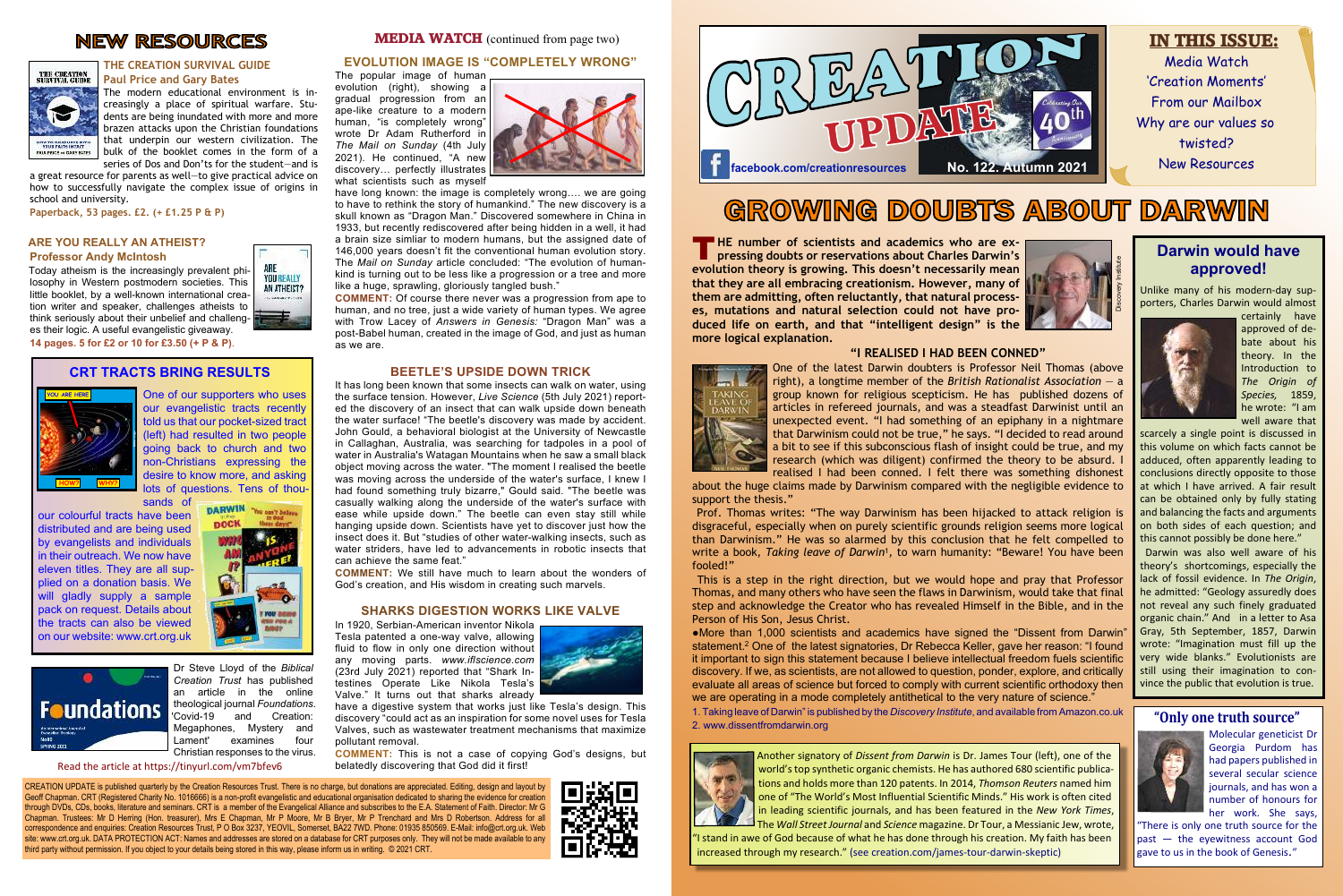# NEW RESOURCES

### THE CREATION SURVIVAL GUIDE

**Paul Price and Gary Bates**

The modern educational environment is increasingly a place of spiritual battle. Students are being inundated with more and more brazen attacks upon the Christian foundations that underpin our western civilization. The bulk of the booklet comes in the form of a series of Dos and Don'ts for the student—and is a great resource for parents as well—to give practical advice on how to successfully navigate the complex issue of origins in school and university.

**Paperback, 53 pages. £2. (+ £1.25 P & P)**

### ARE YOU REALLY AN ATHEIST?

**Professor Andy McIntosh**

Today atheism is the increasingly prevalent philosophy in Western postmodern societies. This little booklet, by a well-known international creation writer and speaker, challenges atheists to think seriously about their unbelief and challenges their logic. A useful evangelistic giveaway.

**14 pages. 5 for £2 or 10 for £3.50 (+ P & P).**

## CRT TRACTS BRING RESULTS

One of our supporters who uses our evangelistic tracts recently told us that our pocket-sized tract (left) had resulted in two people going back to church and two non-Christians expressing the desire to know more, and asking lots of questions. Tens of thousands of our colourful tracts have been distributed and are being used by evangelists and individuals in their outreach. We now have eleven titles. They are all supplied on a donation basis. We will gladly supply a sample pack on request. Details about the tracts can also be viewed on our website: www.crt.org.uk

Dr Steve Lloyd of the *Biblical Creation Trust* has published an article in the online theological journal *Foundations*. 'Covid-19 and Creation: Megaphones, Mystery and Lament' examines four Christian responses to the virus.

Read the article at https://tinyurl.com/vm7bfev6

## MEDIA WATCH (continued from page two)

### EVOLUTION IMAGE IS "COMPLETELY WRONG"

The popular image of human evolution (right), showing a gradual progression from an ape-like creature to a modern human, "is completely wrong" wrote Dr Adam Rutherford in *The Mail on Sunday* (4th July 2021). He continued, "A new discovery… perfectly illustrates what scientists such as myself have long known: the image is completely wrong…. we are going to have to rethink the story of humankind." The new discovery is a skull known as "Dragon Man." Discovered somewhere in China in 1933, but recently rediscovered after being hidden in a well, it had a brain size similiar to modern humans, but the assigned date of 146,000 years doesn't fit the conventional human evolution story. The *Mail on Sunday* article concluded: "The evolution of humankind is turning out to be less like a progression or a tree and more like a huge, sprawling, gloriously tangled bush."

**COMMENT:** Of course there never was a progression from ape to human, and no tree, just a wide variety of human types. We agree with Trov Lacey of *Answers in Genesis:* "Dragon Man" was a post-Babel human, created in the image of God, and just as human as we are.

### BEETLE'S UPSIDE DOWN TRICK

It has long been known that some insects can walk on water, using the surface tension. However, *Live Science* (5th July 2021) reported the discovery of an insect that can walk upside down beneath the water surface! "The beetle's discovery was made by accident. John Gould, a behavioral biologist at the University of Newcastle in Callaghan, Australia, was searching for tadpoles in a pool of water in Australia's Watagan Mountains when he saw a small black object moving across the water. "The moment I realised the beetle was moving across the underside of the water's surface, I knew I had found something truly bizarre," Gould said. "The beetle was casually walking along the underside of the water's surface with ease while upside down." The beetle can even stay still while hanging upside down. Scientists have yet to discover just how the insect does it. But "studies of other water-walking insects, such as water striders, have led to advancements in robotic insects that can achieve the same feat."

**COMMENT:** We still have much to learn about the wonders of God's creation, and His wisdom in creating such marvels.

### SHARKS DIGESTION WORKS LIKE VALVE

In 1920, Serbian-American inventor Nikola Tesla patented a one-way valve, allowing fluid to flow in only one direction without any moving parts. *www.iflscience.com* (23rd July 2021) reported that "Shark Intestines Operate Like Nikola Tesla's Valve." It turns out that sharks already have a digestive system that works just like Tesla's design. This discovery "could act as an inspiration for some novel uses for Tesla Valves, such as wastewater treatment machines that maximize pollutant removal.

**COMMENT:** This is not a case of copying God's designs, but belatedly discovering that God did it first!

CREATION UPDATE is published quarterly by the Creation Resources Trust. There is no charge, but donations are appreciated. Editing, design and layout by Geoff Chapman. CRT (Registered Charity No. 1016666) is a non-profit evangelistic and educational organisation dedicated to sharing the evidence for creation through DVDs, CDs, books, literature and seminars. CRT is a member of the Evangelical Alliance and subscribes to the E.A. Statement of Faith. Director: Mr G Chapman. Trustees: Mr D Herring (Hon. treasurer), Mrs E Chapman, Mr P Moore, Mr B Bryer, Mr P Trenchard and Mrs D Robertson. Address for all correspondence and enquiries: Creation Resources Trust, P O Box 3237, YEOVIL, Somerset, BA22 7WD. Phone: 01935 850569. E-Mail: info@crt.org.uk. Web site: www.crt.org.uk. DATA PROTECTION ACT: Names and addresses are stored on a database for CRT purposes only. They will not be made available to any third party without permission. If you object to your details being stored in this way, please inform us in writing. © 2021 CRT.

# CREATION UPDATE

Celebrating Our 40th Anniversary

facebook.com/creationresources

**No. 122. Autumn 2021**

## IN THIS ISSUE:

- Media Watch
- 'Creation Moments'
- From our Mailbox
- Why are our values so twisted?
- New Resources

# GROWING DOUBTS ABOUT DARWIN

**THE number of scientists and academics who are expressing doubts or reservations about Charles Darwin's evolution theory is growing. This doesn't necessarily mean that they are all embracing creationism. However, many of them are admitting, often reluctantly, that natural processes, mutations and natural selection could not have produced life on earth, and that "intelligent design" is the more logical explanation.**

### "I REALISED I HAD BEEN CONNED"

One of the latest Darwin doubters is Professor Neil Thomas (above right), a longtime member of the *British Rationalist Association* — a group known for religious scepticism. He has published dozens of articles in refereed journals, and was a steadfast Darwinist until an unexpected event. "I had something of an epiphany in a nightmare that Darwinism could not be true," he says. "I decided to read around a bit to see if this subconscious flash of insight could be true, and my research (which was diligent) confirmed the theory to be absurd. I realised I had been conned. I felt there was something dishonest about the huge claims made by Darwinism compared with the negligible evidence to support the thesis."

Prof. Thomas writes: "The way Darwinism has been hijacked to attack religion is disgraceful, especially when on purely scientific grounds religion seems more logical than Darwinism." He was so alarmed by this conclusion that he felt compelled to write a book, *Taking leave of Darwin*[1], to warn humanity: "Beware! You have been fooled!"

This is a step in the right direction, but we would hope and pray that Professor Thomas, and many others who have seen the flaws in Darwinism, would take that final step and acknowledge the Creator who has revealed Himself in the Bible, and in the Person of His Son, Jesus Christ.

●More than 1,000 scientists and academics have signed the "Dissent from Darwin" statement.[2] One of the latest signatories, Dr Rebecca Keller, gave her reason: "I found it important to sign this statement because I believe intellectual freedom fuels scientific discovery. If we, as scientists, are not allowed to question, ponder, explore, and critically evaluate all areas of science but forced to comply with current scientific orthodoxy then we are operating in a mode completely antithetical to the very nature of science."

1. Taking leave of Darwin" is published by the *Discovery Institute*, and available from Amazon.co.uk
2. www.dissentfromdarwin.org

Another signatory of *Dissent from Darwin* is Dr. James Tour (left), one of the world's top synthetic organic chemists. He has authored 680 scientific publications and holds more than 120 patents. In 2014, *Thomson Reuters* named him one of "The World's Most Influential Scientific Minds." His work is often cited in leading scientific journals, and has been featured in the *New York Times*, The *Wall Street Journal* and *Science* magazine. Dr Tour, a Messianic Jew, wrote, "I stand in awe of God because of what he has done through his creation. My faith has been increased through my research." (see creation.com/james-tour-darwin-skeptic)

## Darwin would have approved!

Unlike many of his modern-day supporters, Charles Darwin would almost certainly have approved of debate about his theory. In the Introduction to *The Origin of Species,* 1859, he wrote: "I am well aware that scarcely a single point is discussed in this volume on which facts cannot be adduced, often apparently leading to conclusions directly opposite to those at which I have arrived. A fair result can be obtained only by fully stating and balancing the facts and arguments on both sides of each question; and this cannot possibly be done here."

Darwin was also well aware of his theory's shortcomings, especially the lack of fossil evidence. In *The Origin*, he admitted: "Geology assuredly does not reveal any such finely graduated organic chain." And in a letter to Asa Gray, 5th September, 1857, Darwin wrote: "Imagination must fill up the very wide blanks." Evolutionists are still using their imagination to convince the public that evolution is true.

## "Only one truth source"

Molecular geneticist Dr Georgia Purdom has had papers published in several secular science journals, and has won a number of honours for her work. She says, "There is only one truth source for the past — the eyewitness account God gave to us in the book of Genesis."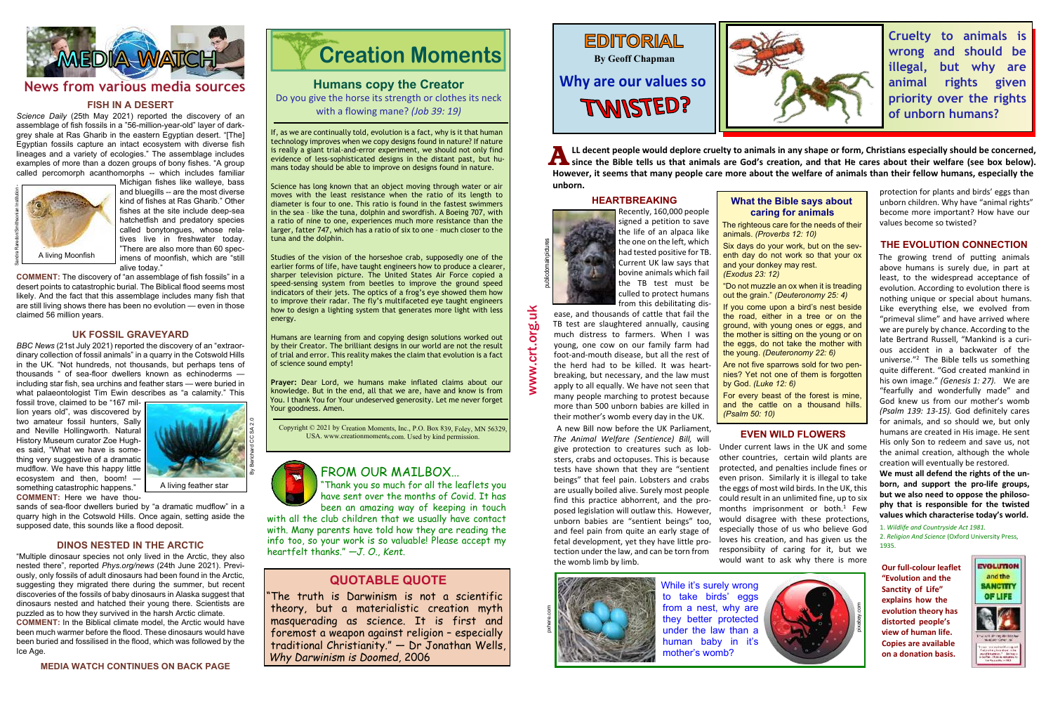# MEDIA WATCH

## News from various media sources

### FISH IN A DESERT

*Science Daily* (25th May 2021) reported the discovery of an assemblage of fish fossils in a "56-million-year-old" layer of dark-grey shale at Ras Gharib in the eastern Egyptian desert. "[The] Egyptian fossils capture an intact ecosystem with diverse fish lineages and a variety of ecologies." The assemblage includes examples of more than a dozen groups of bony fishes. "A group called percomorph acanthomorphs -- which includes familiar Michigan fishes like walleye, bass and bluegills -- are the most diverse kind of fishes at Ras Gharib." Other fishes at the site include deep-sea hatchetfish and predatory species called bonytongues, whose relatives live in freshwater today. "There are also more than 60 specimens of moonfish, which are "still alive today."

A living Moonfish

Sandra Raredon/Smithsonian Institution

**COMMENT:** The discovery of "an assemblage of fish fossils" in a desert points to catastrophic burial. The Biblical flood seems most likely. And the fact that this assemblage includes many fish that are still living shows there has been no evolution — even in those claimed 56 million years.

### UK FOSSIL GRAVEYARD

*BBC News* (21st July 2021) reported the discovery of an "extraordinary collection of fossil animals" in a quarry in the Cotswold Hills in the UK. "Not hundreds, not thousands, but perhaps tens of thousands " of sea-floor dwellers known as echinoderms — including star fish, sea urchins and feather stars — were buried in what palaeontologist Tim Ewin describes as "a calamity." This fossil trove, claimed to be "167 million years old", was discovered by two amateur fossil hunters, Sally and Neville Hollingworth. Natural History Museum curator Zoe Hughes said, "What we have is something very suggestive of a dramatic mudflow. We have this happy little ecosystem and then, boom! — something catastrophic happens."

A living feather star

By Benchard CC SA 2.0

**COMMENT:** Here we have thousands of sea-floor dwellers buried by "a dramatic mudflow" in a quarry high in the Cotswold Hills. Once again, setting aside the supposed date, this sounds like a flood deposit.

### DINOS NESTED IN THE ARCTIC

"Multiple dinosaur species not only lived in the Arctic, they also nested there", reported *Phys.org/news* (24th June 2021). Previously, only fossils of adult dinosaurs had been found in the Arctic, suggesting they migrated there during the summer, but recent discoveries of the fossils of baby dinosaurs in Alaska suggest that dinosaurs nested and hatched their young there. Scientists are puzzled as to how they survived in the harsh Arctic climate.

**COMMENT:** In the Biblical climate model, the Arctic would have been much warmer before the flood. These dinosaurs would have been buried and fossilised in the flood, which was followed by the Ice Age.

**MEDIA WATCH CONTINUES ON BACK PAGE**

# Creation Moments

## Humans copy the Creator

Do you give the horse its strength or clothes its neck with a flowing mane? *(Job 39: 19)*

If, as we are continually told, evolution is a fact, why is it that human technology improves when we copy designs found in nature? If nature is really a giant trial-and-error experiment, we should not only find evidence of less-sophisticated designs in the distant past, but humans today should be able to improve on designs found in nature.

Science has long known that an object moving through water or air moves with the least resistance when the ratio of its length to diameter is four to one. This ratio is found in the fastest swimmers in the sea – like the tuna, dolphin and swordfish. A Boeing 707, with a ratio of nine to one, experiences much more resistance than the larger, fatter 747, which has a ratio of six to one – much closer to the tuna and the dolphin.

Studies of the vision of the horseshoe crab, supposedly one of the earlier forms of life, have taught engineers how to produce a clearer, sharper television picture. The United States Air Force copied a speed-sensing system from beetles to improve the ground speed indicators of their jets. The optics of a frog's eye showed them how to improve their radar. The fly's multifaceted eye taught engineers how to design a lighting system that generates more light with less energy.

Humans are learning from and copying design solutions worked out by their Creator. The brilliant designs in our world are not the result of trial and error. This reality makes the claim that evolution is a fact of science sound empty!

**Prayer:** Dear Lord, we humans make inflated claims about our knowledge. But in the end, all that we are, have and know is from You. I thank You for Your undeserved generosity. Let me never forget Your goodness. Amen.

Copyright © 2021 by Creation Moments, Inc., P.O. Box 839, Foley, MN 56329, USA. www.creationmoments.com. Used by kind permission.

## FROM OUR MAILBOX...

"Thank you so much for all the leaflets you have sent over the months of Covid. It has been an amazing way of keeping in touch with all the club children that we usually have contact with. Many parents have told how they are reading the info too, so your work is so valuable! Please accept my heartfelt thanks." —*J. O., Kent.*

## QUOTABLE QUOTE

"The truth is Darwinism is not a scientific theory, but a materialist creation myth masquerading as science. It is first and foremost a weapon against religion – especially traditional Christianity." — Dr Jonathan Wells, *Why Darwinism is Doomed,* 2006

# EDITORIAL

By Geoff Chapman

## Why are our values so TWISTED?

**Cruelty to animals is wrong and should be illegal, but why are animal rights given priority over the rights of unborn humans?**

**ALL decent people would deplore cruelty to animals in any shape or form, Christians especially should be concerned, since the Bible tells us that animals are God's creation, and that He cares about their welfare (see box below). However, it seems that many people care more about the welfare of animals than their fellow humans, especially the unborn.**

### HEARTBREAKING

publicdomainpictures

Recently, 160,000 people signed a petition to save the life of an alpaca like the one on the left, which had tested positive for TB. Current UK law says that bovine animals which fail the TB test must be culled to protect humans from this debilitating disease, and thousands of cattle that fail the TB test are slaughtered annually, causing much distress to farmers. When I was young, one cow on our family farm had foot-and-mouth disease, but all the rest of the herd had to be killed. It was heartbreaking, but necessary, and the law must apply to all equally. We have not seen that many people marching to protest because more than 500 unborn babies are killed in their mother's womb every day in the UK.

A new Bill now before the UK Parliament, *The Animal Welfare (Sentience) Bill,* will give protection to creatures such as lobsters, crabs and octopuses. This is because tests have shown that they are "sentient beings" that feel pain. Lobsters and crabs are usually boiled alive. Surely most people find this practice abhorrent, and the proposed legislation will outlaw this. However, unborn babies are "sentient beings" too, and feel pain from quite an early stage of fetal development, yet they have little protection under the law, and can be torn from the womb limb by limb.

### What the Bible says about caring for animals

The righteous care for the needs of their animals. *(Proverbs 12: 10)*

Six days do your work, but on the seventh day do not work so that your ox and your donkey may rest. *(Exodus 23: 12)*

"Do not muzzle an ox when it is treading out the grain." *(Deuteronomy 25: 4)*

If you come upon a bird's nest beside the road, either in a tree or on the ground, with young ones or eggs, and the mother is sitting on the young or on the eggs, do not take the mother with the young. *(Deuteronomy 22: 6)*

Are not five sparrows sold for two pennies? Yet not one of them is forgotten by God. *(Luke 12: 6)*

For every beast of the forest is mine, and the cattle on a thousand hills. *(Psalm 50: 10)*

### EVEN WILD FLOWERS

Under current laws in the UK and some other countries, certain wild plants are protected, and penalties include fines or even prison. Similarly it is illegal to take the eggs of most wild birds. In the UK, this could result in an unlimited fine, up to six months imprisonment or both.[1] Few would disagree with these protections, especially those of us who believe God loves his creation, and has given us the responsibility of caring for it, but we would want to ask why there is more protection for plants and birds' eggs than unborn children. Why have "animal rights" become more important? How have our values become so twisted?

While it's surely wrong to take birds' eggs from a nest, why are they better protected under the law than a human baby in it's mother's womb?

pxhere.com

pixabay.com

### THE EVOLUTION CONNECTION

The growing trend of putting animals above humans is surely due, in part at least, to the widespread acceptance of evolution. According to evolution there is nothing unique or special about humans. Like everything else, we evolved from "primeval slime" and have arrived where we are purely by chance. According to the late Bertrand Russell, "Mankind is a curious accident in a backwater of the universe."[2] The Bible tells us something quite different. "God created mankind in his own image." *(Genesis 1: 27).* We are "fearfully and wonderfully made" and God knew us from our mother's womb *(Psalm 139: 13-15).* God definitely cares for animals, and so should we, but only humans are created in His image. He sent His only Son to redeem and save us, not the animal creation, although the whole creation will eventually be restored.

**We must all defend the rights of the unborn, and support the pro-life groups, but we also need to oppose the philosophy that is responsible for the twisted values which characterise today's world.**

1. *Wildlife and Countryside Act 1981.*
2. *Religion And Science* (Oxford University Press, 1935.

**Our full-colour leaflet "Evolution and the Sanctity of Life" explains how the evolution theory has distorted people's view of human life. Copies are available on a donation basis.**

www.crt.org.uk